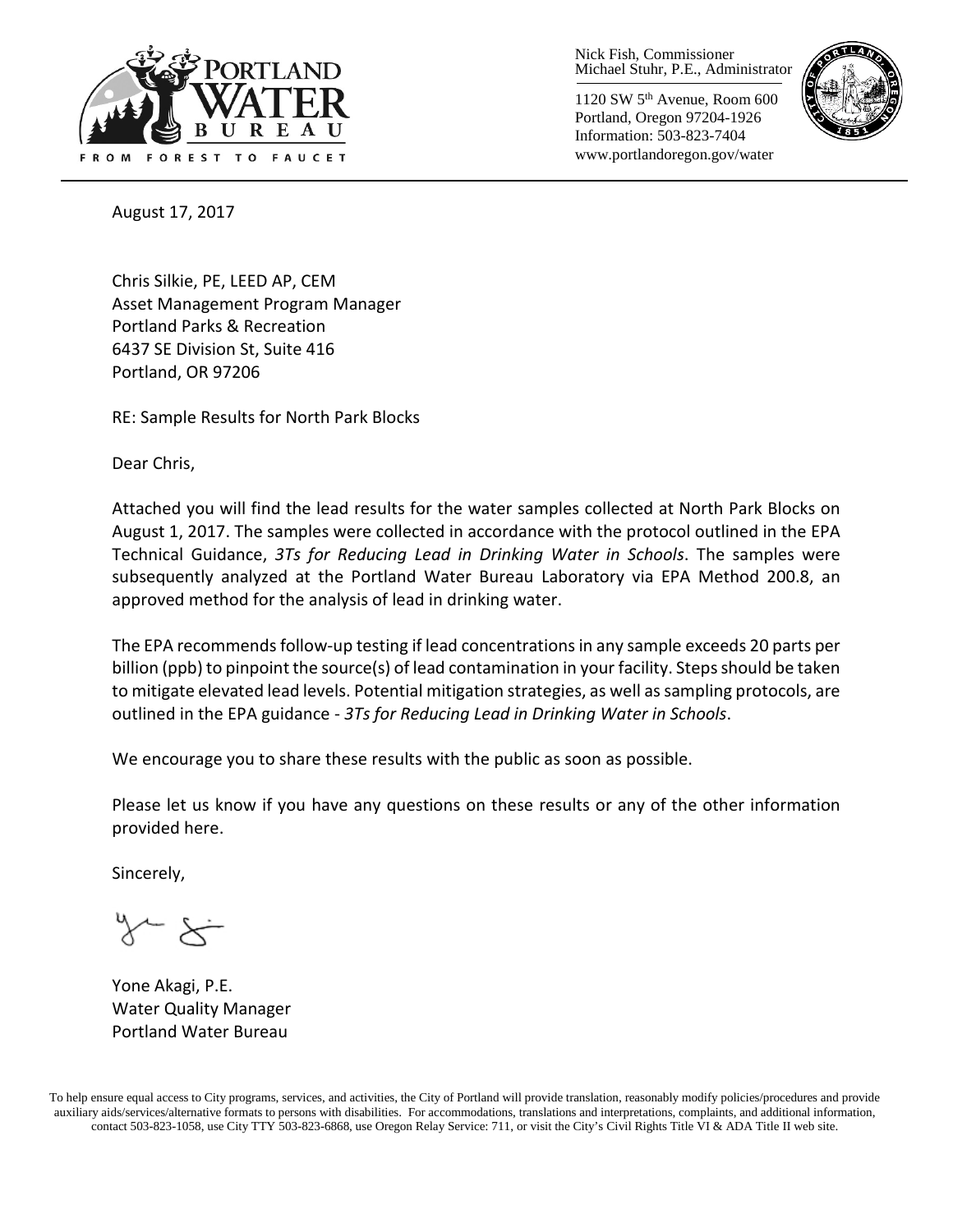Nick Fish, Commissioner
Michael Stuhr, P.E., Administrator

1120 SW 5th Avenue, Room 600
Portland, Oregon 97204-1926
Information: 503-823-7404
www.portlandoregon.gov/water

PORTLAND WATER BUREAU
FROM FOREST TO FAUCET

August 17, 2017

Chris Silkie, PE, LEED AP, CEM
Asset Management Program Manager
Portland Parks & Recreation
6437 SE Division St, Suite 416
Portland, OR 97206

RE: Sample Results for North Park Blocks

Dear Chris,

Attached you will find the lead results for the water samples collected at North Park Blocks on August 1, 2017. The samples were collected in accordance with the protocol outlined in the EPA Technical Guidance, *3Ts for Reducing Lead in Drinking Water in Schools*. The samples were subsequently analyzed at the Portland Water Bureau Laboratory via EPA Method 200.8, an approved method for the analysis of lead in drinking water.

The EPA recommends follow-up testing if lead concentrations in any sample exceeds 20 parts per billion (ppb) to pinpoint the source(s) of lead contamination in your facility. Steps should be taken to mitigate elevated lead levels. Potential mitigation strategies, as well as sampling protocols, are outlined in the EPA guidance - *3Ts for Reducing Lead in Drinking Water in Schools*.

We encourage you to share these results with the public as soon as possible.

Please let us know if you have any questions on these results or any of the other information provided here.

Sincerely,

Yone Akagi, P.E.
Water Quality Manager
Portland Water Bureau

To help ensure equal access to City programs, services, and activities, the City of Portland will provide translation, reasonably modify policies/procedures and provide auxiliary aids/services/alternative formats to persons with disabilities. For accommodations, translations and interpretations, complaints, and additional information, contact 503-823-1058, use City TTY 503-823-6868, use Oregon Relay Service: 711, or visit the City's Civil Rights Title VI & ADA Title II web site.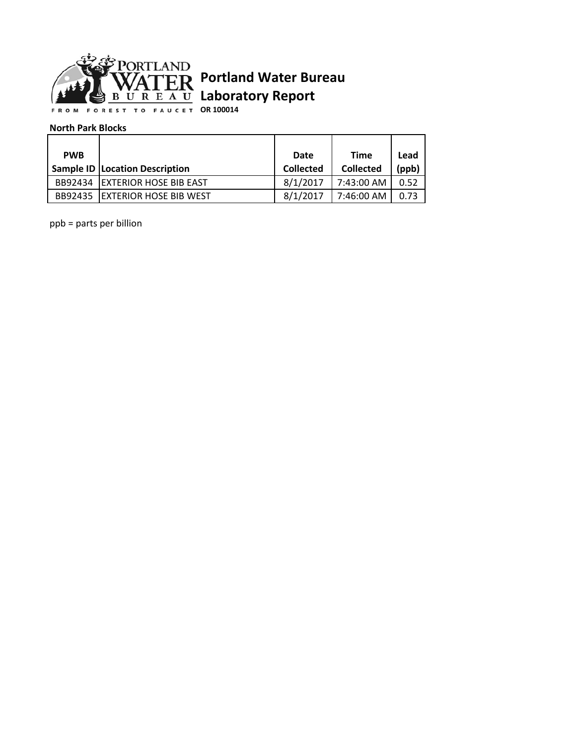PORTLAND WATER BUREAU

FROM FOREST TO FAUCET

# Portland Water Bureau
# Laboratory Report

**OR 100014**

**North Park Blocks**

| PWB Sample ID | Location Description | Date Collected | Time Collected | Lead (ppb) |
|---|---|---|---|---|
| BB92434 | EXTERIOR HOSE BIB EAST | 8/1/2017 | 7:43:00 AM | 0.52 |
| BB92435 | EXTERIOR HOSE BIB WEST | 8/1/2017 | 7:46:00 AM | 0.73 |

ppb = parts per billion